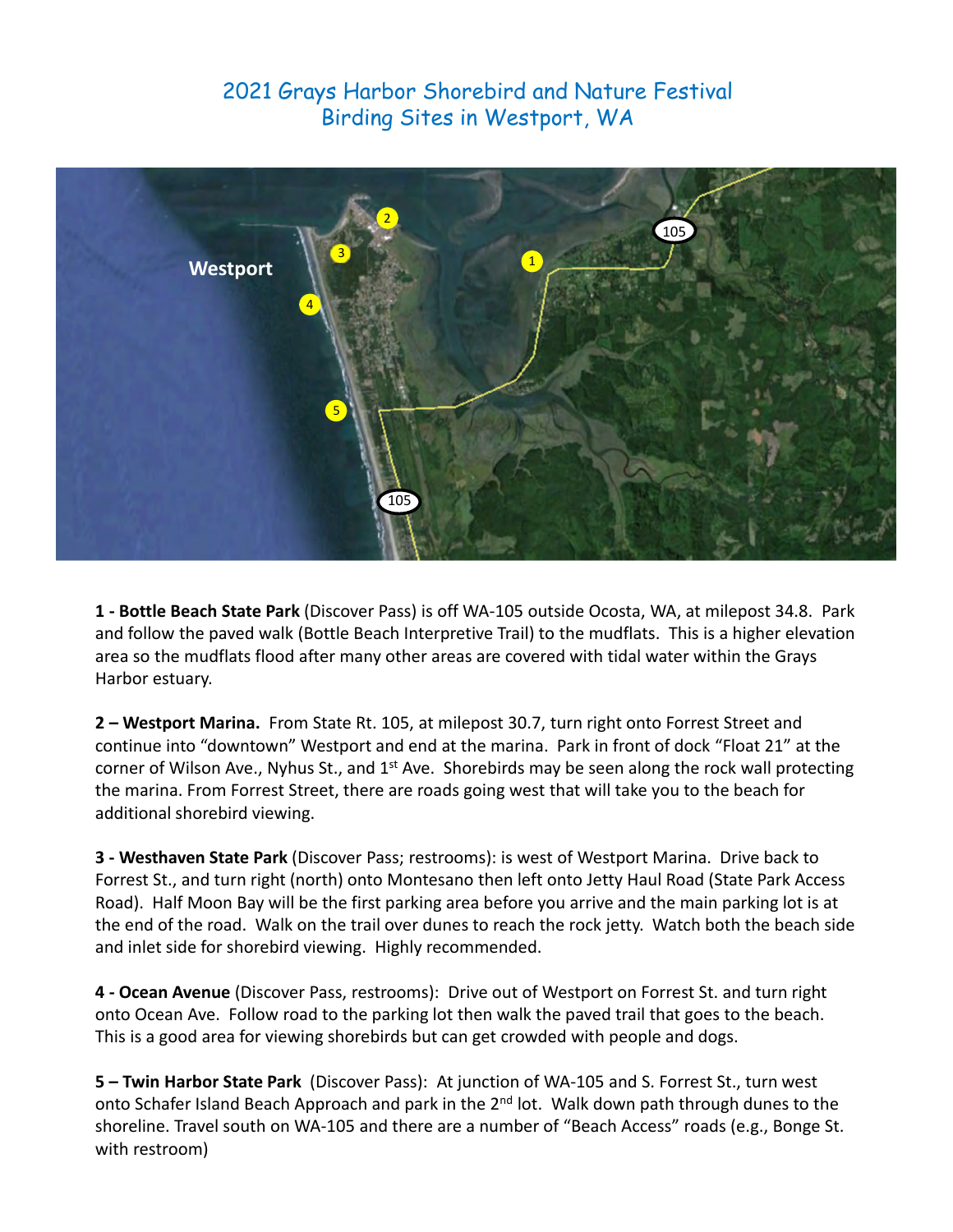# 2021 Grays Harbor Shorebird and Nature Festival
## Birding Sites in Westport, WA

Westport

105

105

1

2

3

4

5

**1 - Bottle Beach State Park** (Discover Pass) is off WA-105 outside Ocosta, WA, at milepost 34.8. Park and follow the paved walk (Bottle Beach Interpretive Trail) to the mudflats. This is a higher elevation area so the mudflats flood after many other areas are covered with tidal water within the Grays Harbor estuary.

**2 – Westport Marina.** From State Rt. 105, at milepost 30.7, turn right onto Forrest Street and continue into "downtown" Westport and end at the marina. Park in front of dock "Float 21" at the corner of Wilson Ave., Nyhus St., and 1st Ave. Shorebirds may be seen along the rock wall protecting the marina. From Forrest Street, there are roads going west that will take you to the beach for additional shorebird viewing.

**3 - Westhaven State Park** (Discover Pass; restrooms): is west of Westport Marina. Drive back to Forrest St., and turn right (north) onto Montesano then left onto Jetty Haul Road (State Park Access Road). Half Moon Bay will be the first parking area before you arrive and the main parking lot is at the end of the road. Walk on the trail over dunes to reach the rock jetty. Watch both the beach side and inlet side for shorebird viewing. Highly recommended.

**4 - Ocean Avenue** (Discover Pass, restrooms): Drive out of Westport on Forrest St. and turn right onto Ocean Ave. Follow road to the parking lot then walk the paved trail that goes to the beach. This is a good area for viewing shorebirds but can get crowded with people and dogs.

**5 – Twin Harbor State Park** (Discover Pass): At junction of WA-105 and S. Forrest St., turn west onto Schafer Island Beach Approach and park in the 2nd lot. Walk down path through dunes to the shoreline. Travel south on WA-105 and there are a number of "Beach Access" roads (e.g., Bonge St. with restroom)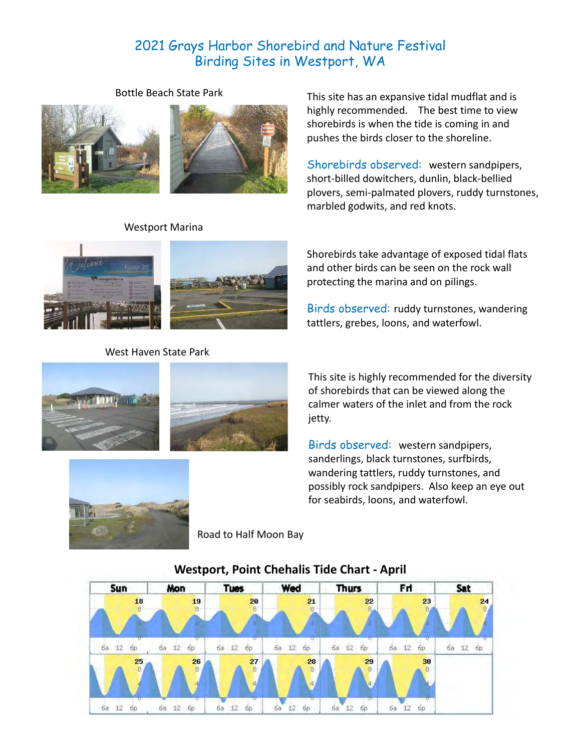# 2021 Grays Harbor Shorebird and Nature Festival
# Birding Sites in Westport, WA

## Bottle Beach State Park

This site has an expansive tidal mudflat and is highly recommended. The best time to view shorebirds is when the tide is coming in and pushes the birds closer to the shoreline.

**Shorebirds observed:** western sandpipers, short-billed dowitchers, dunlin, black-bellied plovers, semi-palmated plovers, ruddy turnstones, marbled godwits, and red knots.

## Westport Marina

Shorebirds take advantage of exposed tidal flats and other birds can be seen on the rock wall protecting the marina and on pilings.

**Birds observed:** ruddy turnstones, wandering tattlers, grebes, loons, and waterfowl.

## West Haven State Park

This site is highly recommended for the diversity of shorebirds that can be viewed along the calmer waters of the inlet and from the rock jetty.

**Birds observed:** western sandpipers, sanderlings, black turnstones, surfbirds, wandering tattlers, ruddy turnstones, and possibly rock sandpipers. Also keep an eye out for seabirds, loons, and waterfowl.

Road to Half Moon Bay

## Westport, Point Chehalis Tide Chart - April

Sun Mon Tues Wed Thurs Fri Sat

18 19 20 21 22 23 24

25 26 27 28 29 30

8 4 0

6a 12 6p